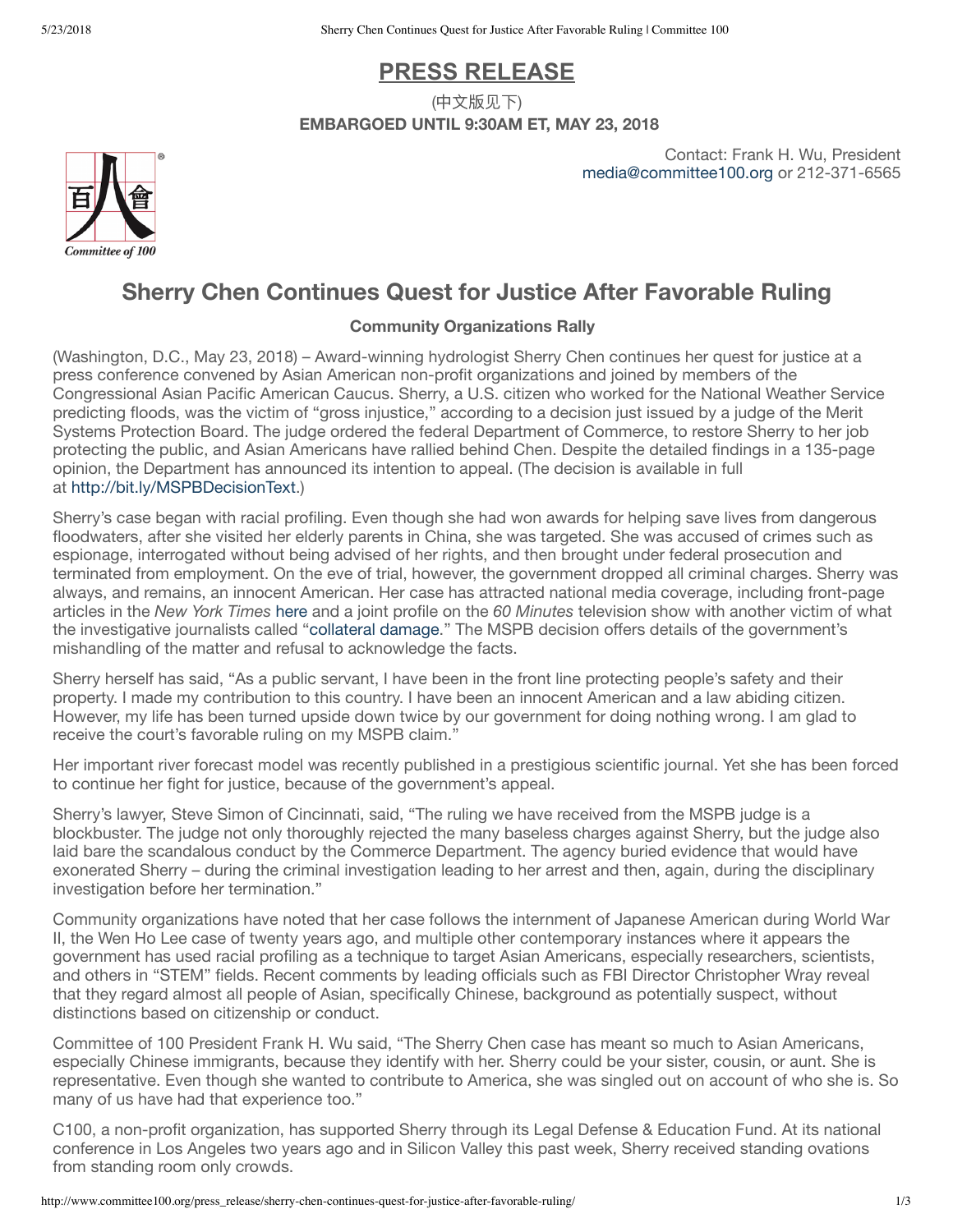# PRESS RELEASE

(中文版见下)

**EMBARGOED UNTIL 9:30AM ET, MAY 23, 2018**

Contact: Frank H. Wu, President
media@committee100.org or 212-371-6565

## Sherry Chen Continues Quest for Justice After Favorable Ruling

**Community Organizations Rally**

(Washington, D.C., May 23, 2018) – Award-winning hydrologist Sherry Chen continues her quest for justice at a press conference convened by Asian American non-profit organizations and joined by members of the Congressional Asian Pacific American Caucus. Sherry, a U.S. citizen who worked for the National Weather Service predicting floods, was the victim of "gross injustice," according to a decision just issued by a judge of the Merit Systems Protection Board. The judge ordered the federal Department of Commerce, to restore Sherry to her job protecting the public, and Asian Americans have rallied behind Chen. Despite the detailed findings in a 135-page opinion, the Department has announced its intention to appeal. (The decision is available in full at http://bit.ly/MSPBDecisionText.)

Sherry's case began with racial profiling. Even though she had won awards for helping save lives from dangerous floodwaters, after she visited her elderly parents in China, she was targeted. She was accused of crimes such as espionage, interrogated without being advised of her rights, and then brought under federal prosecution and terminated from employment. On the eve of trial, however, the government dropped all criminal charges. Sherry was always, and remains, an innocent American. Her case has attracted national media coverage, including front-page articles in the *New York Times* here and a joint profile on the *60 Minutes* television show with another victim of what the investigative journalists called "collateral damage." The MSPB decision offers details of the government's mishandling of the matter and refusal to acknowledge the facts.

Sherry herself has said, "As a public servant, I have been in the front line protecting people's safety and their property. I made my contribution to this country. I have been an innocent American and a law abiding citizen. However, my life has been turned upside down twice by our government for doing nothing wrong. I am glad to receive the court's favorable ruling on my MSPB claim."

Her important river forecast model was recently published in a prestigious scientific journal. Yet she has been forced to continue her fight for justice, because of the government's appeal.

Sherry's lawyer, Steve Simon of Cincinnati, said, "The ruling we have received from the MSPB judge is a blockbuster. The judge not only thoroughly rejected the many baseless charges against Sherry, but the judge also laid bare the scandalous conduct by the Commerce Department. The agency buried evidence that would have exonerated Sherry – during the criminal investigation leading to her arrest and then, again, during the disciplinary investigation before her termination."

Community organizations have noted that her case follows the internment of Japanese American during World War II, the Wen Ho Lee case of twenty years ago, and multiple other contemporary instances where it appears the government has used racial profiling as a technique to target Asian Americans, especially researchers, scientists, and others in "STEM" fields. Recent comments by leading officials such as FBI Director Christopher Wray reveal that they regard almost all people of Asian, specifically Chinese, background as potentially suspect, without distinctions based on citizenship or conduct.

Committee of 100 President Frank H. Wu said, "The Sherry Chen case has meant so much to Asian Americans, especially Chinese immigrants, because they identify with her. Sherry could be your sister, cousin, or aunt. She is representative. Even though she wanted to contribute to America, she was singled out on account of who she is. So many of us have had that experience too."

C100, a non-profit organization, has supported Sherry through its Legal Defense & Education Fund. At its national conference in Los Angeles two years ago and in Silicon Valley this past week, Sherry received standing ovations from standing room only crowds.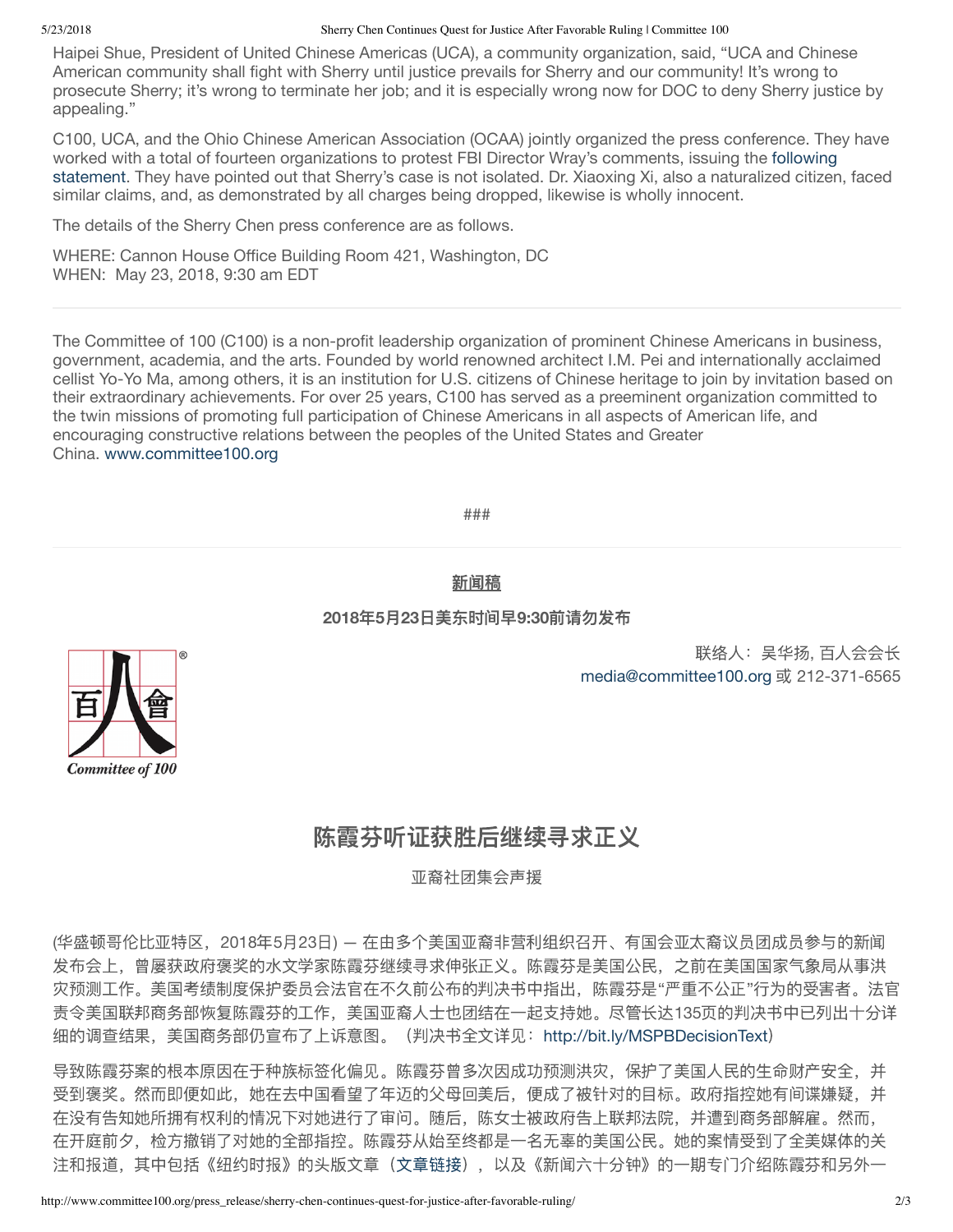Haipei Shue, President of United Chinese Americas (UCA), a community organization, said, "UCA and Chinese American community shall fight with Sherry until justice prevails for Sherry and our community! It's wrong to prosecute Sherry; it's wrong to terminate her job; and it is especially wrong now for DOC to deny Sherry justice by appealing."

C100, UCA, and the Ohio Chinese American Association (OCAA) jointly organized the press conference. They have worked with a total of fourteen organizations to protest FBI Director Wray's comments, issuing the following statement. They have pointed out that Sherry's case is not isolated. Dr. Xiaoxing Xi, also a naturalized citizen, faced similar claims, and, as demonstrated by all charges being dropped, likewise is wholly innocent.

The details of the Sherry Chen press conference are as follows.

WHERE: Cannon House Office Building Room 421, Washington, DC
WHEN: May 23, 2018, 9:30 am EDT

---

The Committee of 100 (C100) is a non-profit leadership organization of prominent Chinese Americans in business, government, academia, and the arts. Founded by world renowned architect I.M. Pei and internationally acclaimed cellist Yo-Yo Ma, among others, it is an institution for U.S. citizens of Chinese heritage to join by invitation based on their extraordinary achievements. For over 25 years, C100 has served as a preeminent organization committed to the twin missions of promoting full participation of Chinese Americans in all aspects of American life, and encouraging constructive relations between the peoples of the United States and Greater China. www.committee100.org

###

---

**新闻稿**

**2018年5月23日美东时间早9:30前请勿发布**

百人會 Committee of 100

联络人：吴华扬, 百人会会长
media@committee100.org 或 212-371-6565

## 陈霞芬听证获胜后继续寻求正义

亚裔社团集会声援

(华盛顿哥伦比亚特区，2018年5月23日) — 在由多个美国亚裔非营利组织召开、有国会亚太裔议员团成员参与的新闻发布会上，曾屡获政府褒奖的水文学家陈霞芬继续寻求伸张正义。陈霞芬是美国公民，之前在美国国家气象局从事洪灾预测工作。美国考绩制度保护委员会法官在不久前公布的判决书中指出，陈霞芬是"严重不公正"行为的受害者。法官责令美国联邦商务部恢复陈霞芬的工作，美国亚裔人士也团结在一起支持她。尽管长达135页的判决书中已列出十分详细的调查结果，美国商务部仍宣布了上诉意图。（判决书全文详见：http://bit.ly/MSPBDecisionText）

导致陈霞芬案的根本原因在于种族标签化偏见。陈霞芬曾多次因成功预测洪灾，保护了美国人民的生命财产安全，并受到褒奖。然而即便如此，她在去中国看望了年迈的父母回美后，便成了被针对的目标。政府指控她有间谍嫌疑，并在没有告知她所拥有权利的情况下对她进行了审问。随后，陈女士被政府告上联邦法院，并遭到商务部解雇。然而，在开庭前夕，检方撤销了对她的全部指控。陈霞芬从始至终都是一名无辜的美国公民。她的案情受到了全美媒体的关注和报道，其中包括《纽约时报》的头版文章（文章链接），以及《新闻六十分钟》的一期专门介绍陈霞芬和另外一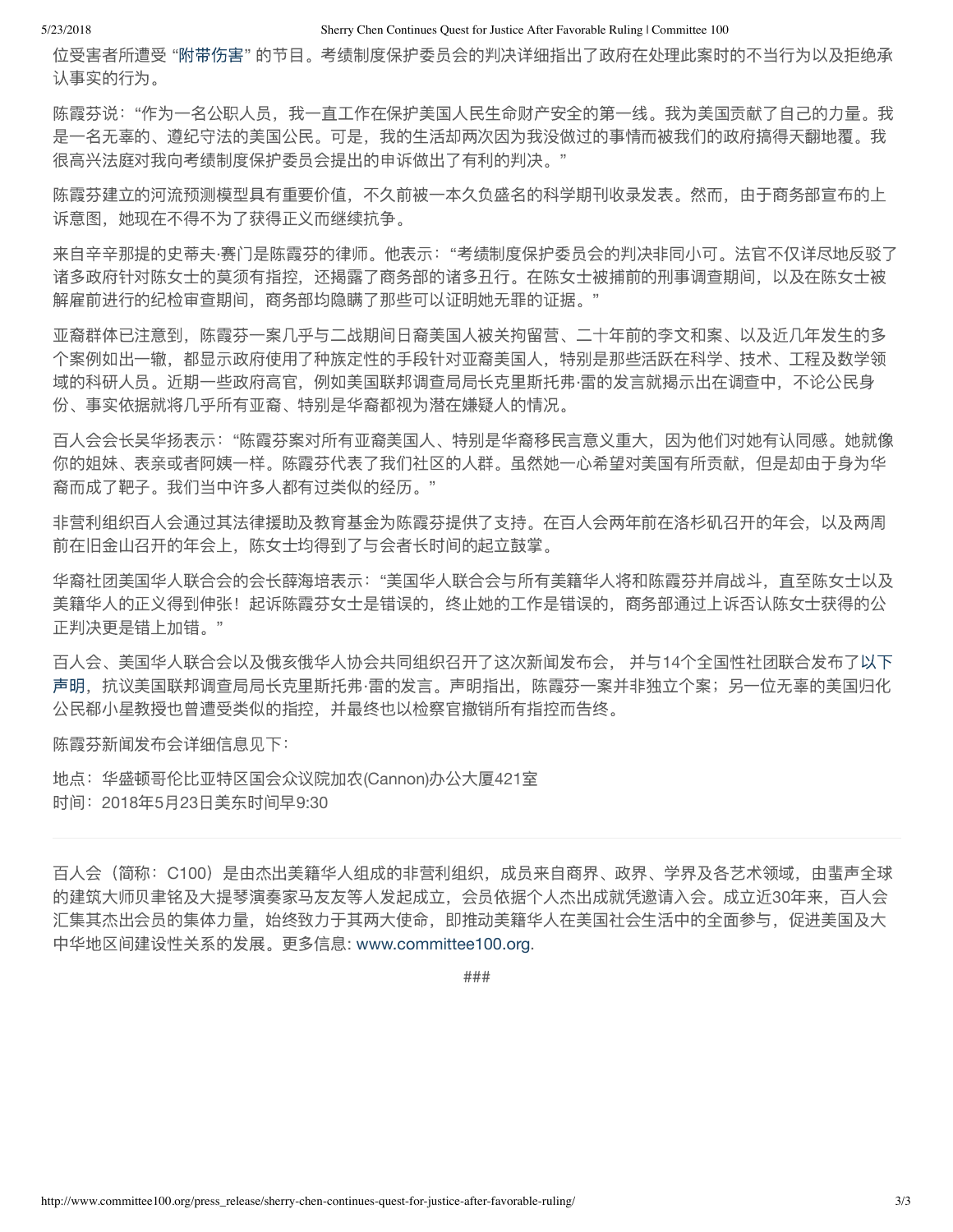位受害者所遭受 “附带伤害” 的节目。考绩制度保护委员会的判决详细指出了政府在处理此案时的不当行为以及拒绝承认事实的行为。

陈霞芬说：“作为一名公职人员，我一直工作在保护美国人民生命财产安全的第一线。我为美国贡献了自己的力量。我是一名无辜的、遵纪守法的美国公民。可是，我的生活却两次因为我没做过的事情而被我们的政府搞得天翻地覆。我很高兴法庭对我向考绩制度保护委员会提出的申诉做出了有利的判决。”

陈霞芬建立的河流预测模型具有重要价值，不久前被一本久负盛名的科学期刊收录发表。然而，由于商务部宣布的上诉意图，她现在不得不为了获得正义而继续抗争。

来自辛辛那提的史蒂夫·赛门是陈霞芬的律师。他表示：“考绩制度保护委员会的判决非同小可。法官不仅详尽地反驳了诸多政府针对陈女士的莫须有指控，还揭露了商务部的诸多丑行。在陈女士被捕前的刑事调查期间，以及在陈女士被解雇前进行的纪检审查期间，商务部均隐瞒了那些可以证明她无罪的证据。”

亚裔群体已注意到，陈霞芬一案几乎与二战期间日裔美国人被关押留营、二十年前的李文和案、以及近几年发生的多个案例如出一辙，都显示政府使用了种族定性的手段针对亚裔美国人，特别是那些活跃在科学、技术、工程及数学领域的科研人员。近期一些政府高官，例如美国联邦调查局局长克里斯托弗·雷的发言就揭示出在调查中，不论公民身份、事实依据就将几乎所有亚裔、特别是华裔都视为潜在嫌疑人的情况。

百人会会长吴华扬表示：“陈霞芬案对所有亚裔美国人、特别是华裔移民言意义重大，因为他们对她有认同感。她就像你的姐妹、表亲或者阿姨一样。陈霞芬代表了我们社区的人群。虽然她一心希望对美国有所贡献，但是却由于身为华裔而成了靶子。我们当中许多人都有过类似的经历。”

非营利组织百人会通过其法律援助及教育基金为陈霞芬提供了支持。在百人会两年前在洛杉矶召开的年会，以及两周前在旧金山召开的年会上，陈女士均得到了与会者长时间的起立鼓掌。

华裔社团美国华人联合会的会长薛海培表示：“美国华人联合会与所有美籍华人将和陈霞芬并肩战斗，直至陈女士以及美籍华人的正义得到伸张！起诉陈霞芬女士是错误的，终止她的工作是错误的，商务部通过上诉否认陈女士获得的公正判决更是错上加错。”

百人会、美国华人联合会以及俄亥俄华人协会共同组织召开了这次新闻发布会， 并与14个全国性社团联合发布了以下声明，抗议美国联邦调查局局长克里斯托弗·雷的发言。声明指出，陈霞芬一案并非独立个案；另一位无辜的美国归化公民郗小星教授也曾遭受类似的指控，并最终也以检察官撤销所有指控而告终。

陈霞芬新闻发布会详细信息见下：

地点：华盛顿哥伦比亚特区国会众议院加农(Cannon)办公大厦421室
时间：2018年5月23日美东时间早9:30

---

百人会（简称：C100）是由杰出美籍华人组成的非营利组织，成员来自商界、政界、学界及各艺术领域，由蜚声全球的建筑大师贝聿铭及大提琴演奏家马友友等人发起成立，会员依据个人杰出成就凭邀请入会。成立近30年来，百人会汇集其杰出会员的集体力量，始终致力于其两大使命，即推动美籍华人在美国社会生活中的全面参与，促进美国及大中华地区间建设性关系的发展。更多信息: www.committee100.org.

###